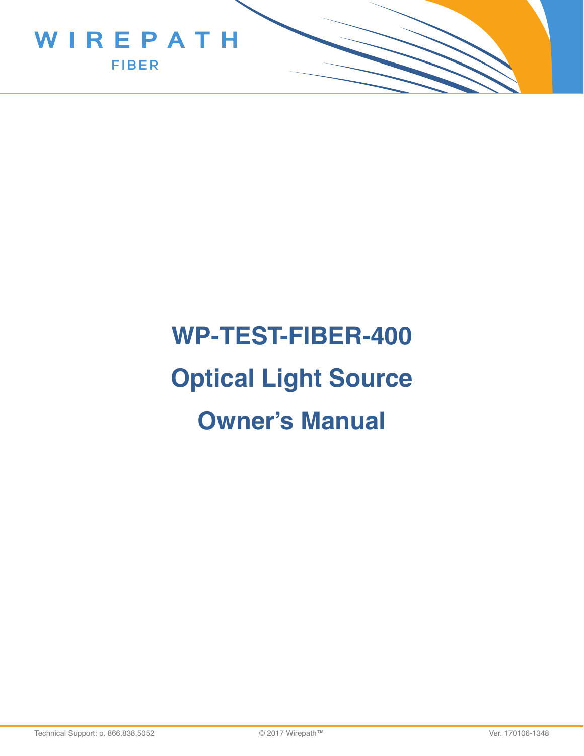WIREPATH

FIBER

# WP-TEST-FIBER-400

# Optical Light Source

# Owner's Manual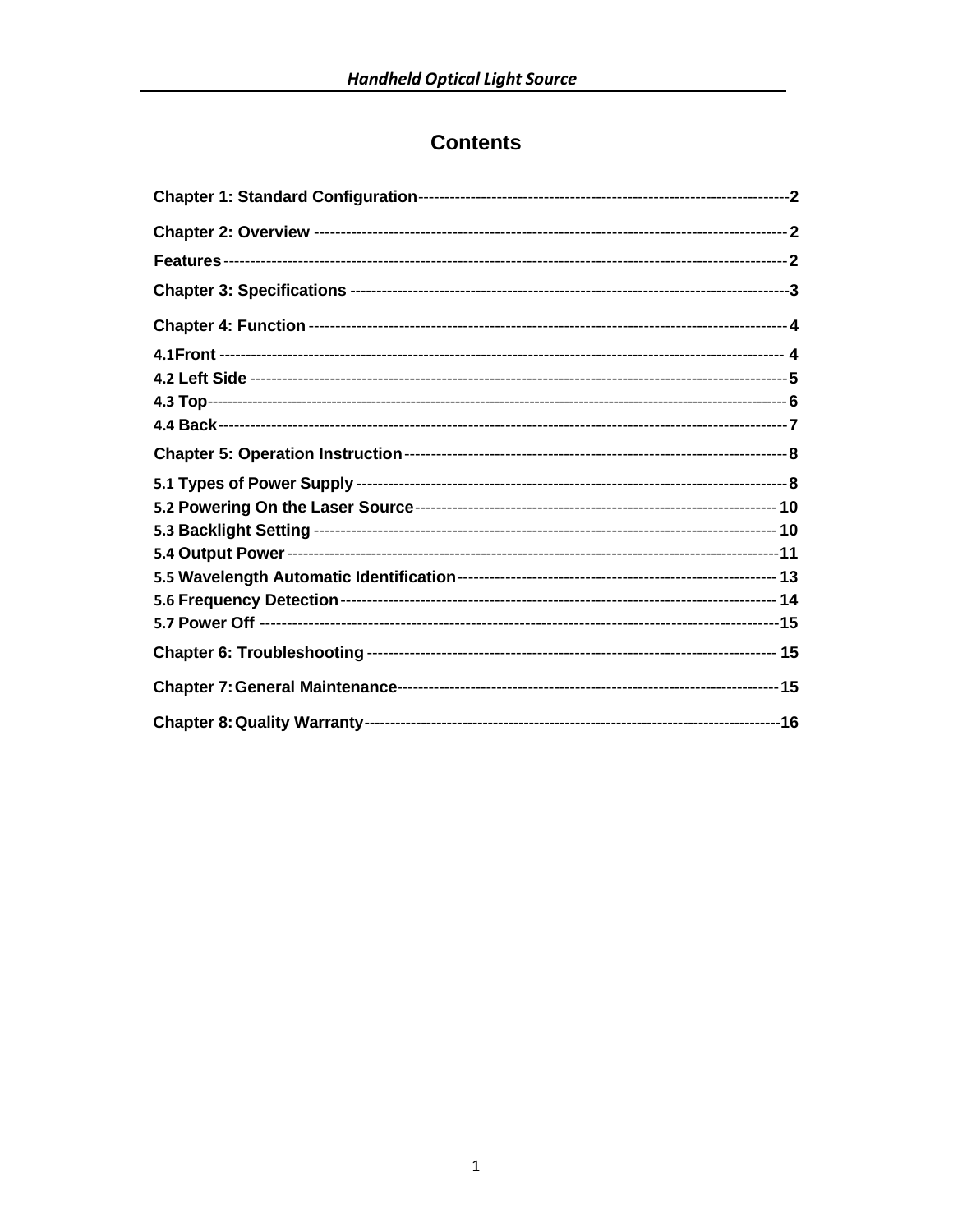# Contents

Chapter 1: Standard Configuration---------------------------------------------------------------------2

Chapter 2: Overview ----------------------------------------------------------------------------------------2

Features--------------------------------------------------------------------------------------------------------2

Chapter 3: Specifications ---------------------------------------------------------------------------------3

Chapter 4: Function -----------------------------------------------------------------------------------------4

4.1Front --------------------------------------------------------------------------------------------------------- 4

4.2 Left Side -----------------------------------------------------------------------------------------------------5

4.3 Top-------------------------------------------------------------------------------------------------------------6

4.4 Back-----------------------------------------------------------------------------------------------------------7

Chapter 5: Operation Instruction-----------------------------------------------------------------------8

5.1 Types of Power Supply ----------------------------------------------------------------------------------8

5.2 Powering On the Laser Source----------------------------------------------------------------------- 10

5.3 Backlight Setting ---------------------------------------------------------------------------------------- 10

5.4 Output Power --------------------------------------------------------------------------------------------11

5.5 Wavelength Automatic Identification--------------------------------------------------------------- 13

5.6 Frequency Detection------------------------------------------------------------------------------------ 14

5.7 Power Off -------------------------------------------------------------------------------------------------15

Chapter 6: Troubleshooting ------------------------------------------------------------------------------ 15

Chapter 7: General Maintenance-----------------------------------------------------------------------15

Chapter 8: Quality Warranty-----------------------------------------------------------------------------16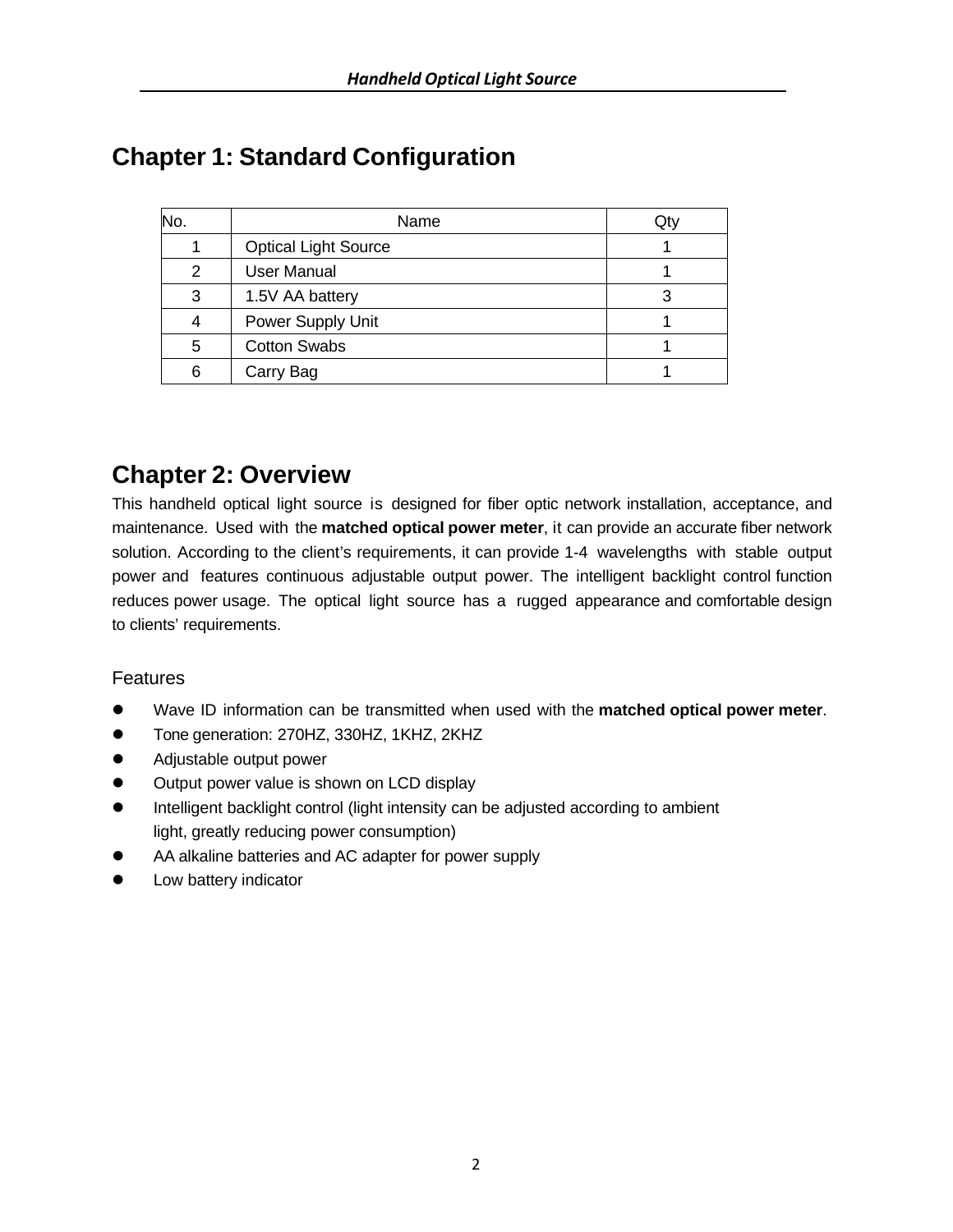# Chapter 1: Standard Configuration

| No. | Name | Qty |
|---|---|---|
| 1 | Optical Light Source | 1 |
| 2 | User Manual | 1 |
| 3 | 1.5V AA battery | 3 |
| 4 | Power Supply Unit | 1 |
| 5 | Cotton Swabs | 1 |
| 6 | Carry Bag | 1 |

# Chapter 2: Overview

This handheld optical light source is designed for fiber optic network installation, acceptance, and maintenance. Used with the **matched optical power meter**, it can provide an accurate fiber network solution. According to the client's requirements, it can provide 1-4 wavelengths with stable output power and features continuous adjustable output power. The intelligent backlight control function reduces power usage. The optical light source has a rugged appearance and comfortable design to clients' requirements.

## Features

- Wave ID information can be transmitted when used with the **matched optical power meter**.
- Tone generation: 270HZ, 330HZ, 1KHZ, 2KHZ
- Adjustable output power
- Output power value is shown on LCD display
- Intelligent backlight control (light intensity can be adjusted according to ambient light, greatly reducing power consumption)
- AA alkaline batteries and AC adapter for power supply
- Low battery indicator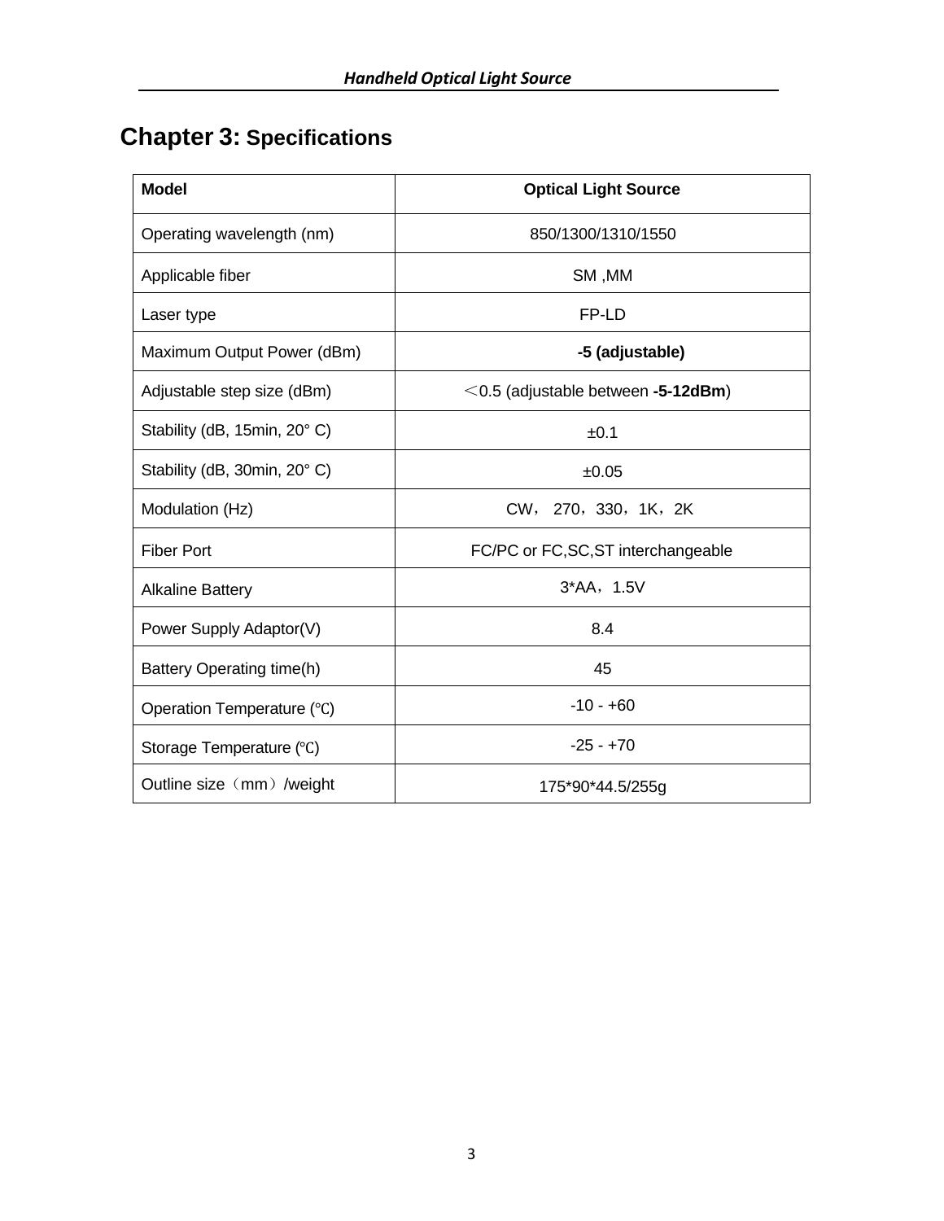# Chapter 3: Specifications

| Model | Optical Light Source |
|---|---|
| Operating wavelength (nm) | 850/1300/1310/1550 |
| Applicable fiber | SM ,MM |
| Laser type | FP-LD |
| Maximum Output Power (dBm) | **-5 (adjustable)** |
| Adjustable step size (dBm) | ＜0.5 (adjustable between **-5-12dBm**) |
| Stability (dB, 15min, 20° C) | ±0.1 |
| Stability (dB, 30min, 20° C) | ±0.05 |
| Modulation (Hz) | CW， 270，330，1K，2K |
| Fiber Port | FC/PC or FC,SC,ST interchangeable |
| Alkaline Battery | 3*AA，1.5V |
| Power Supply Adaptor(V) | 8.4 |
| Battery Operating time(h) | 45 |
| Operation Temperature (℃) | -10 - +60 |
| Storage Temperature (℃) | -25 - +70 |
| Outline size（mm）/weight | 175*90*44.5/255g |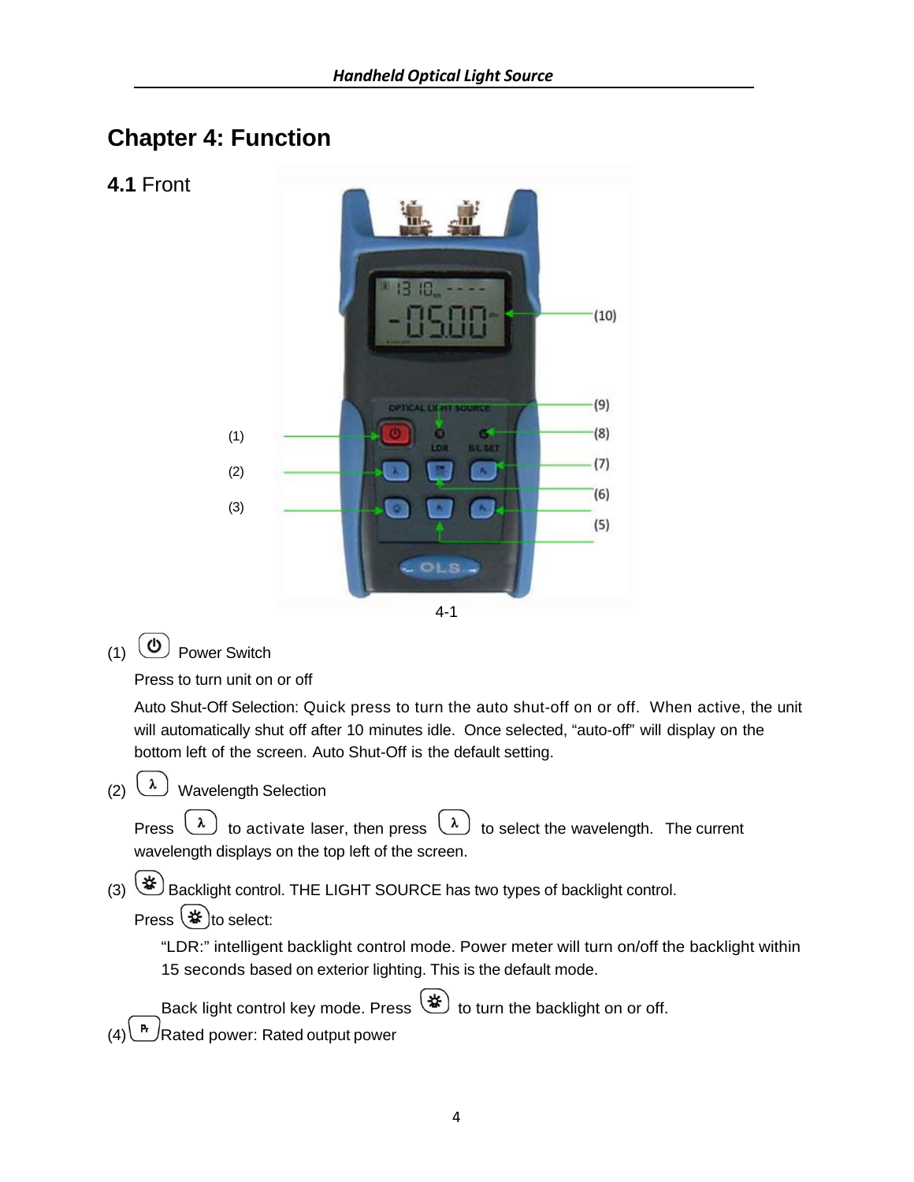# Chapter 4: Function

## 4.1 Front

4-1

(1) Power Switch

Press to turn unit on or off

Auto Shut-Off Selection: Quick press to turn the auto shut-off on or off. When active, the unit will automatically shut off after 10 minutes idle. Once selected, "auto-off" will display on the bottom left of the screen. Auto Shut-Off is the default setting.

(2) λ Wavelength Selection

Press λ to activate laser, then press λ to select the wavelength. The current wavelength displays on the top left of the screen.

(3) Backlight control. THE LIGHT SOURCE has two types of backlight control.

Press to select:

"LDR:" intelligent backlight control mode. Power meter will turn on/off the backlight within 15 seconds based on exterior lighting. This is the default mode.

Back light control key mode. Press to turn the backlight on or off.

(4) Pr Rated power: Rated output power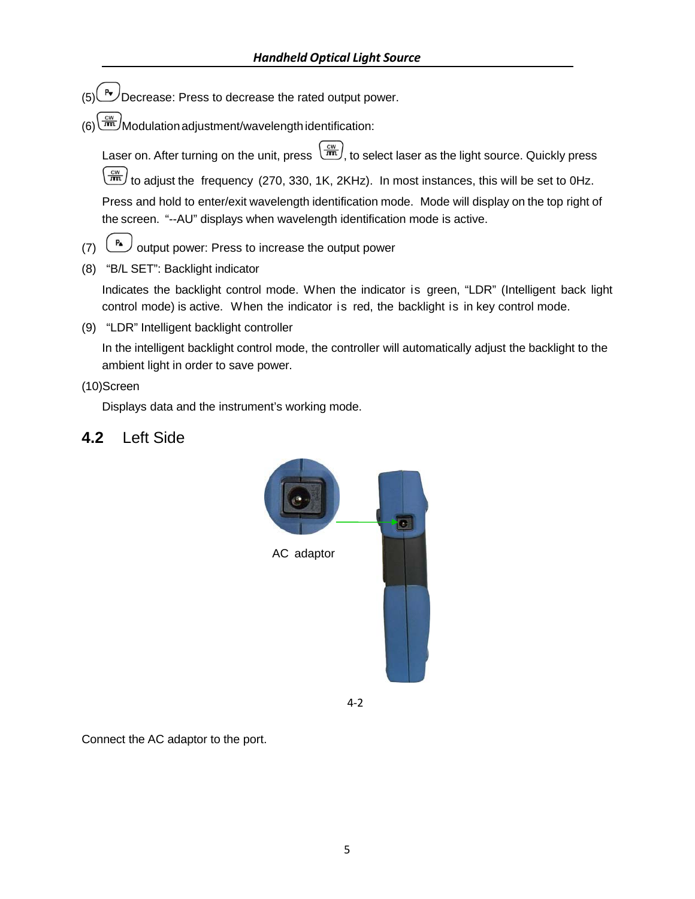(5) Decrease: Press to decrease the rated output power.

(6) Modulation adjustment/wavelength identification:

Laser on. After turning on the unit, press , to select laser as the light source. Quickly press to adjust the frequency (270, 330, 1K, 2KHz). In most instances, this will be set to 0Hz. Press and hold to enter/exit wavelength identification mode. Mode will display on the top right of the screen. "--AU" displays when wavelength identification mode is active.

(7) output power: Press to increase the output power

(8) "B/L SET": Backlight indicator

Indicates the backlight control mode. When the indicator is green, "LDR" (Intelligent back light control mode) is active. When the indicator is red, the backlight is in key control mode.

(9) "LDR" Intelligent backlight controller

In the intelligent backlight control mode, the controller will automatically adjust the backlight to the ambient light in order to save power.

(10)Screen

Displays data and the instrument's working mode.

## 4.2 Left Side

AC adaptor

4-2

Connect the AC adaptor to the port.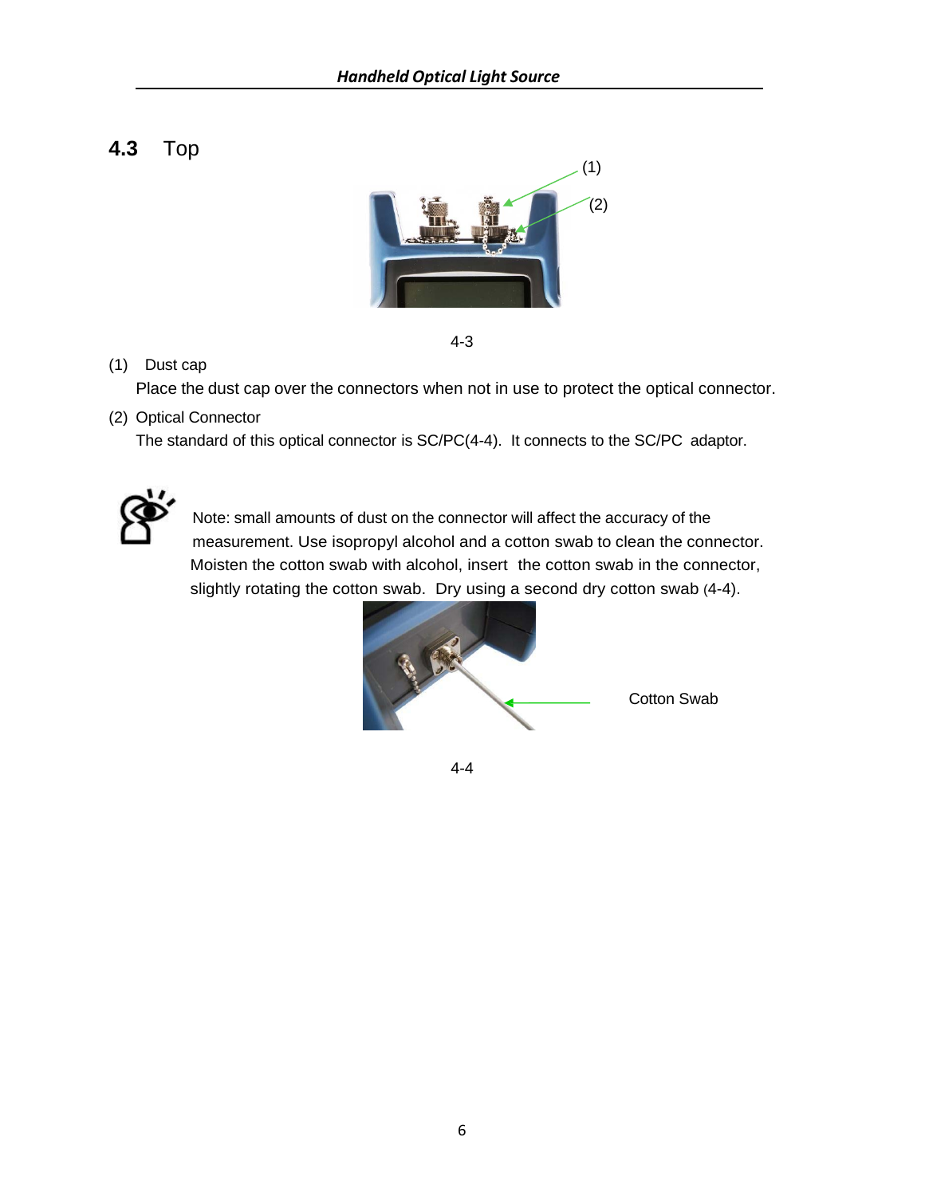## 4.3 Top

(1)

(2)

4-3

(1) Dust cap

Place the dust cap over the connectors when not in use to protect the optical connector.

(2) Optical Connector

The standard of this optical connector is SC/PC(4-4). It connects to the SC/PC adaptor.

Note: small amounts of dust on the connector will affect the accuracy of the measurement. Use isopropyl alcohol and a cotton swab to clean the connector. Moisten the cotton swab with alcohol, insert the cotton swab in the connector, slightly rotating the cotton swab. Dry using a second dry cotton swab (4-4).

Cotton Swab

4-4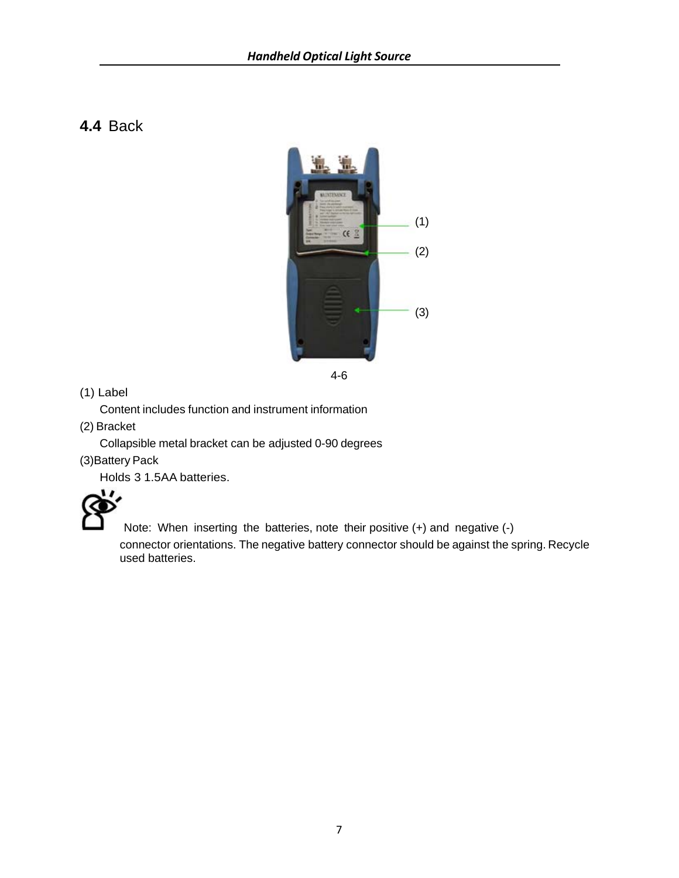## 4.4 Back

(1)

(2)

(3)

4-6

(1) Label

Content includes function and instrument information

(2) Bracket

Collapsible metal bracket can be adjusted 0-90 degrees

(3)Battery Pack

Holds 3 1.5AA batteries.

Note: When inserting the batteries, note their positive (+) and negative (-) connector orientations. The negative battery connector should be against the spring. Recycle used batteries.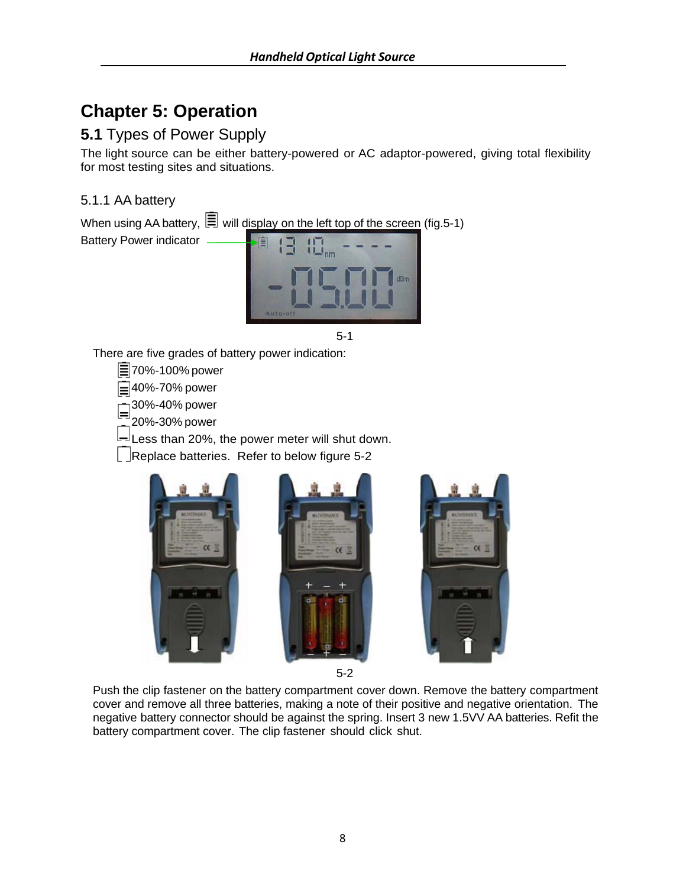# Chapter 5: Operation

## 5.1 Types of Power Supply

The light source can be either battery-powered or AC adaptor-powered, giving total flexibility for most testing sites and situations.

### 5.1.1 AA battery

When using AA battery, will display on the left top of the screen (fig.5-1)

Battery Power indicator

5-1

There are five grades of battery power indication:

- 70%-100% power
- 40%-70% power
- 30%-40% power
- 20%-30% power
- Less than 20%, the power meter will shut down.
- Replace batteries. Refer to below figure 5-2

5-2

Push the clip fastener on the battery compartment cover down. Remove the battery compartment cover and remove all three batteries, making a note of their positive and negative orientation. The negative battery connector should be against the spring. Insert 3 new 1.5VV AA batteries. Refit the battery compartment cover. The clip fastener should click shut.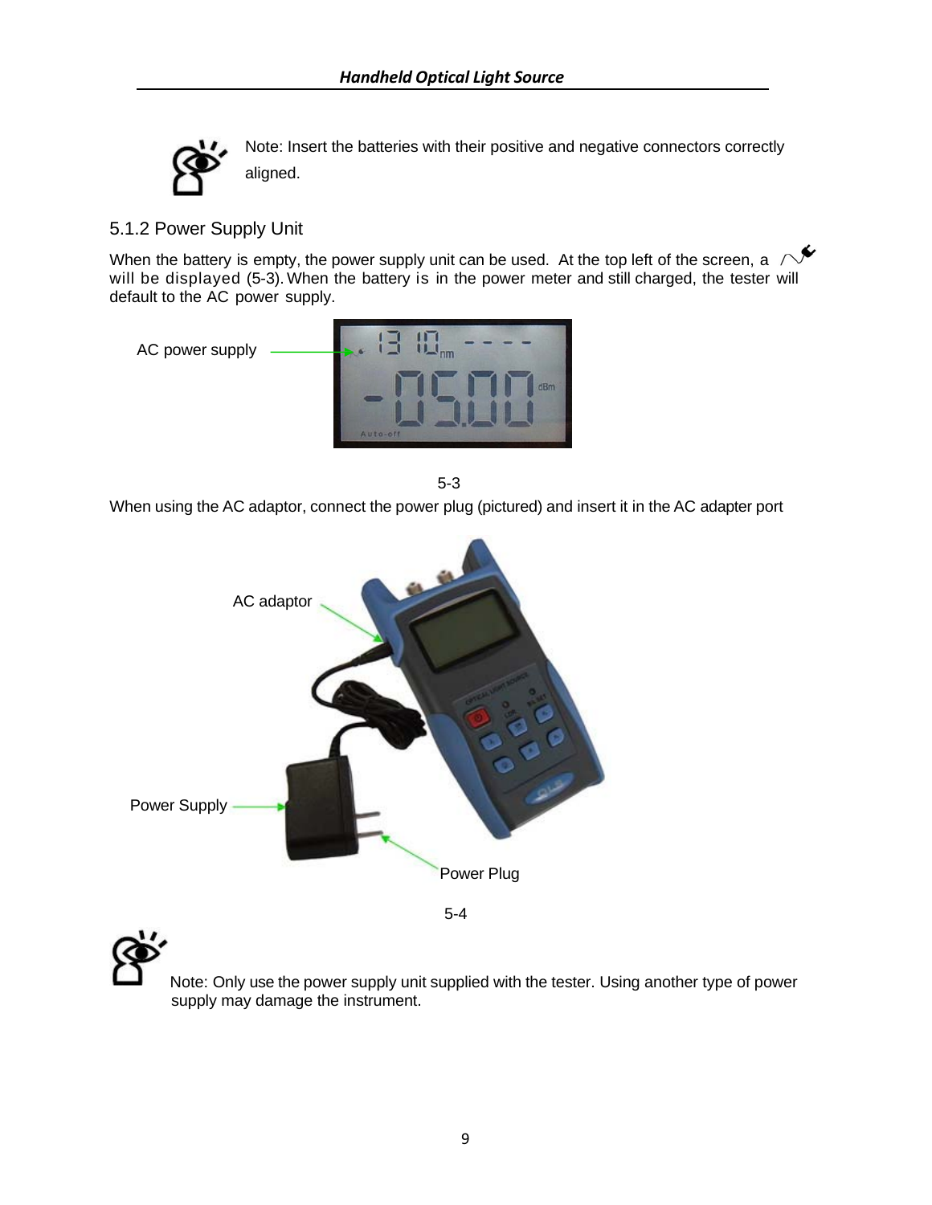Note: Insert the batteries with their positive and negative connectors correctly aligned.

### 5.1.2 Power Supply Unit

When the battery is empty, the power supply unit can be used. At the top left of the screen, a will be displayed (5-3). When the battery is in the power meter and still charged, the tester will default to the AC power supply.

AC power supply

5-3

When using the AC adaptor, connect the power plug (pictured) and insert it in the AC adapter port

AC adaptor

Power Supply

Power Plug

5-4

Note: Only use the power supply unit supplied with the tester. Using another type of power supply may damage the instrument.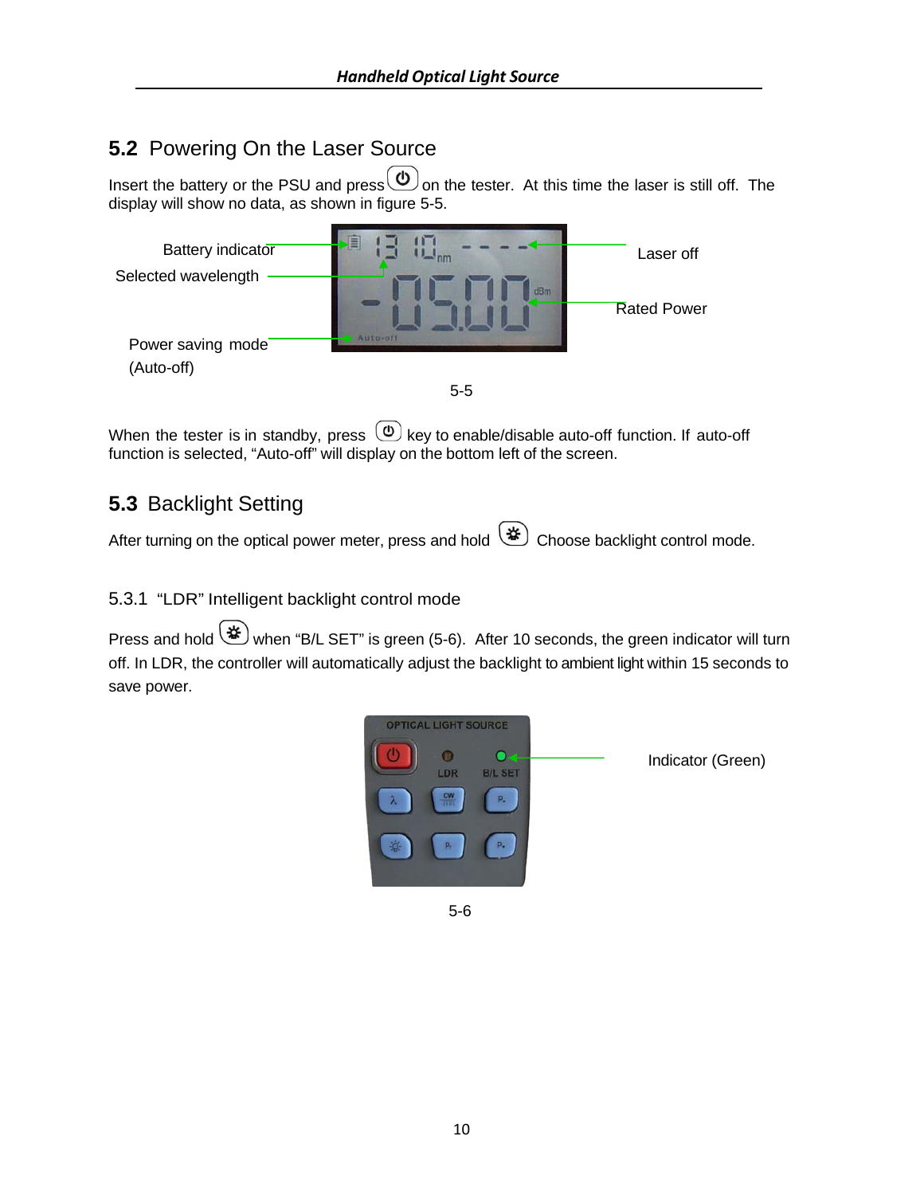## 5.2 Powering On the Laser Source

Insert the battery or the PSU and press ⏻ on the tester. At this time the laser is still off. The display will show no data, as shown in figure 5-5.

Battery indicator

Selected wavelength

Power saving mode (Auto-off)

Laser off

Rated Power

5-5

When the tester is in standby, press ⏻ key to enable/disable auto-off function. If auto-off function is selected, “Auto-off” will display on the bottom left of the screen.

## 5.3 Backlight Setting

After turning on the optical power meter, press and hold ☼ Choose backlight control mode.

### 5.3.1 “LDR” Intelligent backlight control mode

Press and hold ☼ when “B/L SET” is green (5-6). After 10 seconds, the green indicator will turn off. In LDR, the controller will automatically adjust the backlight to ambient light within 15 seconds to save power.

Indicator (Green)

5-6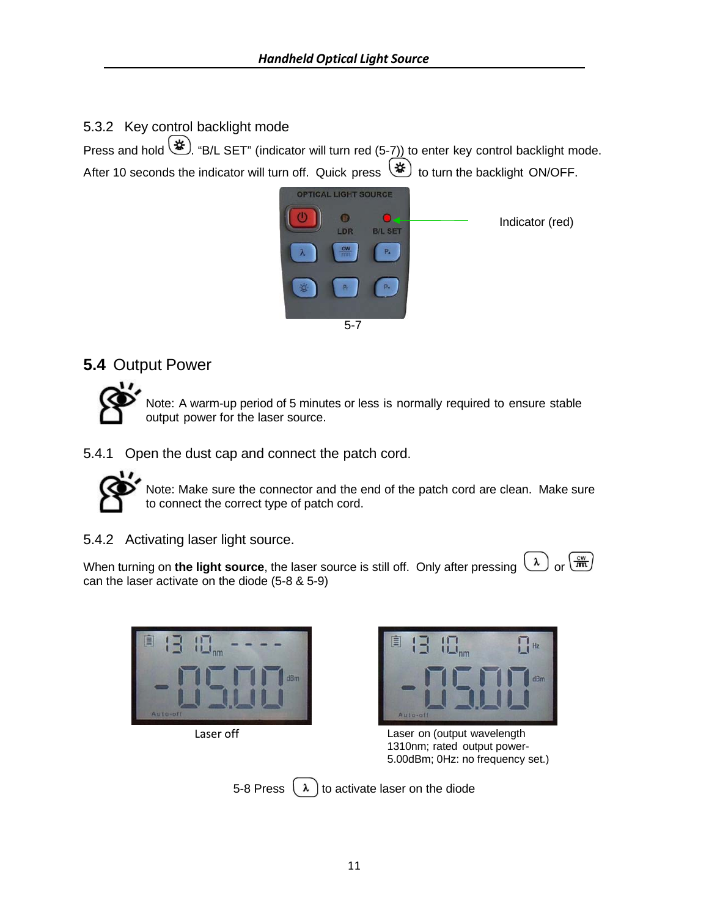### 5.3.2 Key control backlight mode

Press and hold (☼). "B/L SET" (indicator will turn red (5-7)) to enter key control backlight mode. After 10 seconds the indicator will turn off. Quick press (☼) to turn the backlight ON/OFF.

Indicator (red)

5-7

## 5.4 Output Power

Note: A warm-up period of 5 minutes or less is normally required to ensure stable output power for the laser source.

### 5.4.1 Open the dust cap and connect the patch cord.

Note: Make sure the connector and the end of the patch cord are clean. Make sure to connect the correct type of patch cord.

### 5.4.2 Activating laser light source.

When turning on **the light source**, the laser source is still off. Only after pressing (λ) or (CW) can the laser activate on the diode (5-8 & 5-9)

Laser off

Laser on (output wavelength 1310nm; rated output power-5.00dBm; 0Hz: no frequency set.)

5-8 Press (λ) to activate laser on the diode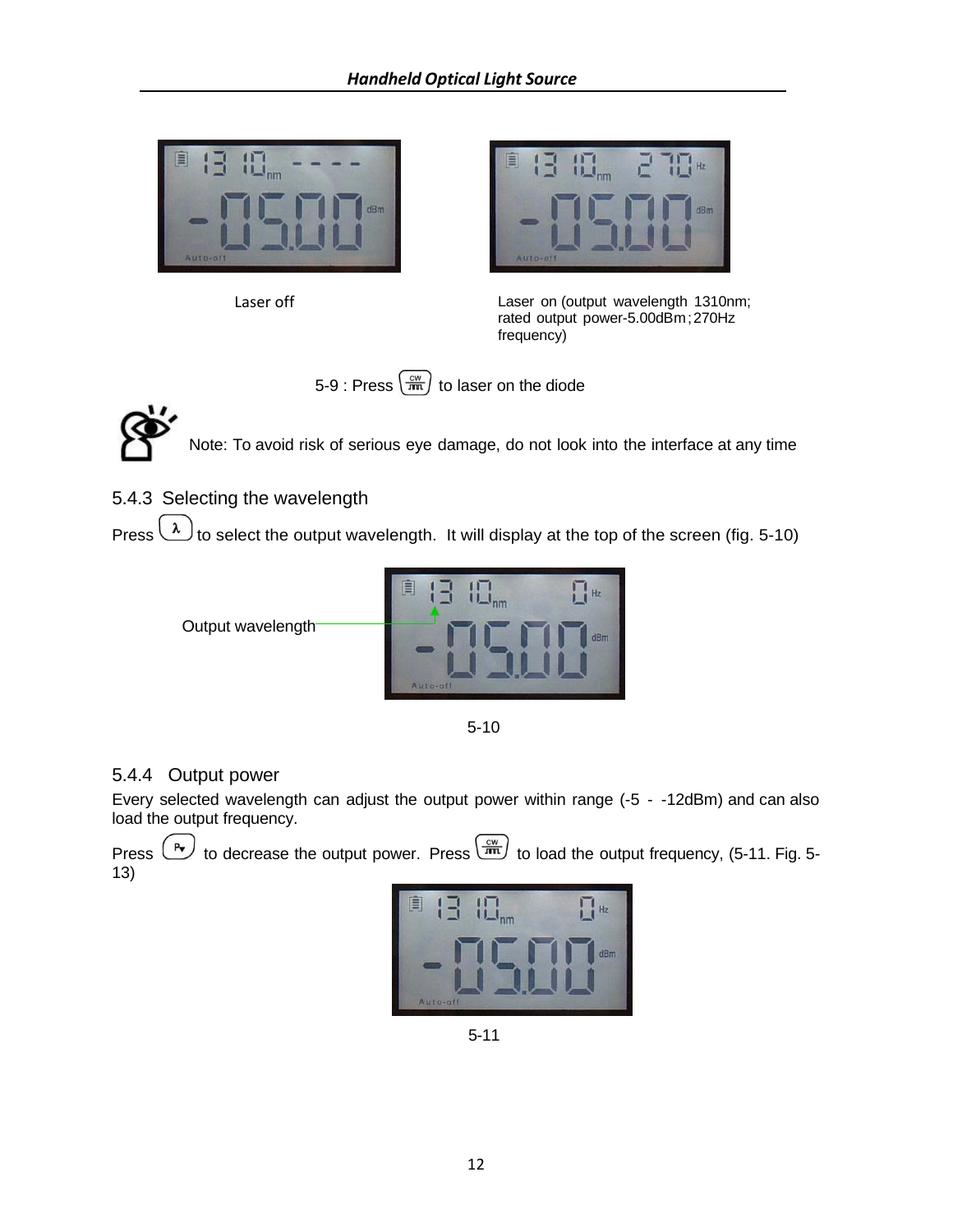Laser off

Laser on (output wavelength 1310nm; rated output power-5.00dBm；270Hz frequency)

5-9 : Press [CW] to laser on the diode

Note: To avoid risk of serious eye damage, do not look into the interface at any time

### 5.4.3 Selecting the wavelength

Press [λ] to select the output wavelength. It will display at the top of the screen (fig. 5-10)

Output wavelength

5-10

### 5.4.4 Output power

Every selected wavelength can adjust the output power within range (-5 - -12dBm) and can also load the output frequency.

Press [P▾] to decrease the output power. Press [CW] to load the output frequency, (5-11. Fig. 5-13)

5-11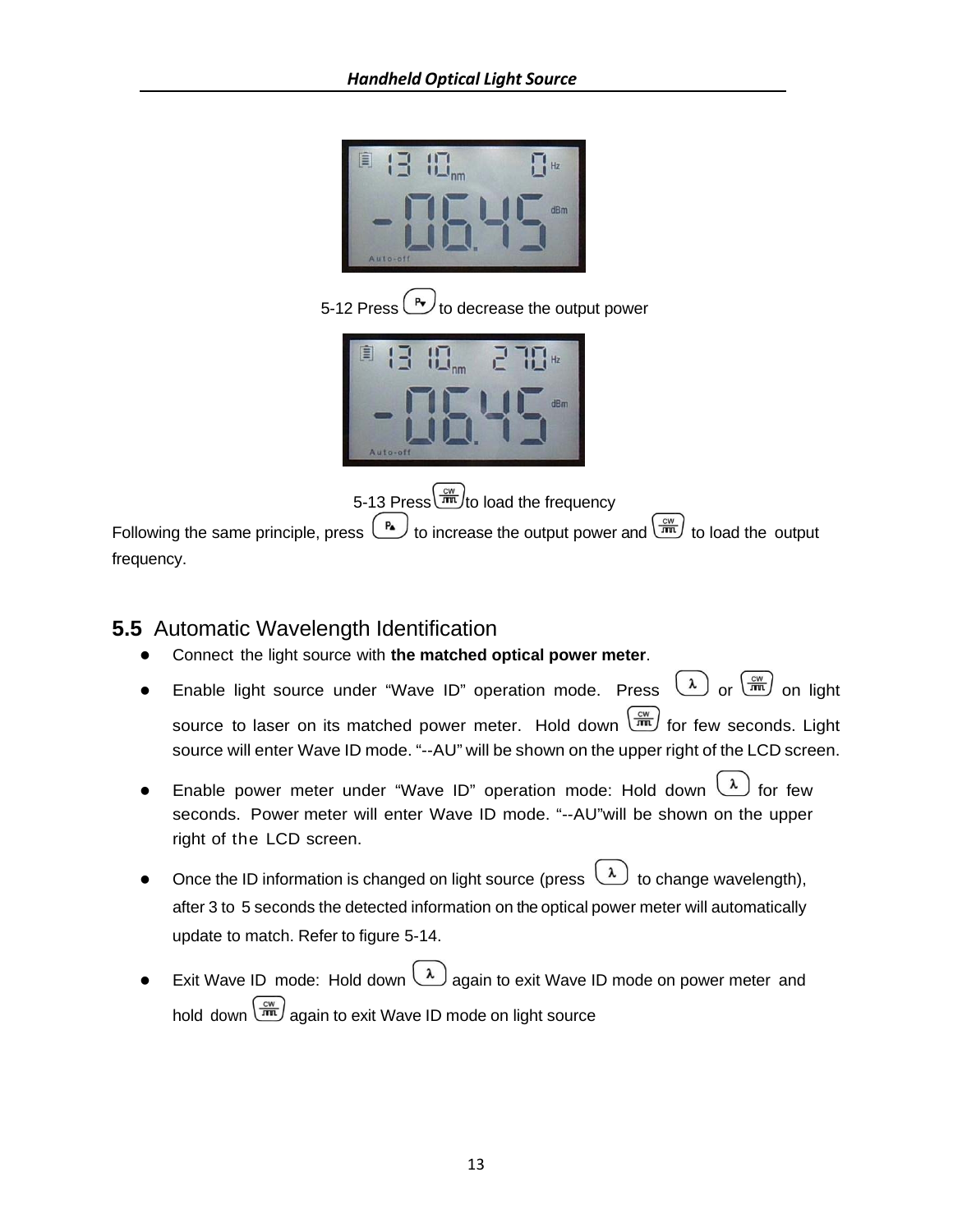5-12 Press to decrease the output power

5-13 Press to load the frequency

Following the same principle, press to increase the output power and to load the output frequency.

## 5.5 Automatic Wavelength Identification

- Connect the light source with **the matched optical power meter**.
- Enable light source under "Wave ID" operation mode. Press or on light source to laser on its matched power meter. Hold down for few seconds. Light source will enter Wave ID mode. "--AU" will be shown on the upper right of the LCD screen.
- Enable power meter under "Wave ID" operation mode: Hold down for few seconds. Power meter will enter Wave ID mode. "--AU"will be shown on the upper right of the LCD screen.
- Once the ID information is changed on light source (press to change wavelength), after 3 to 5 seconds the detected information on the optical power meter will automatically update to match. Refer to figure 5-14.
- Exit Wave ID mode: Hold down again to exit Wave ID mode on power meter and hold down again to exit Wave ID mode on light source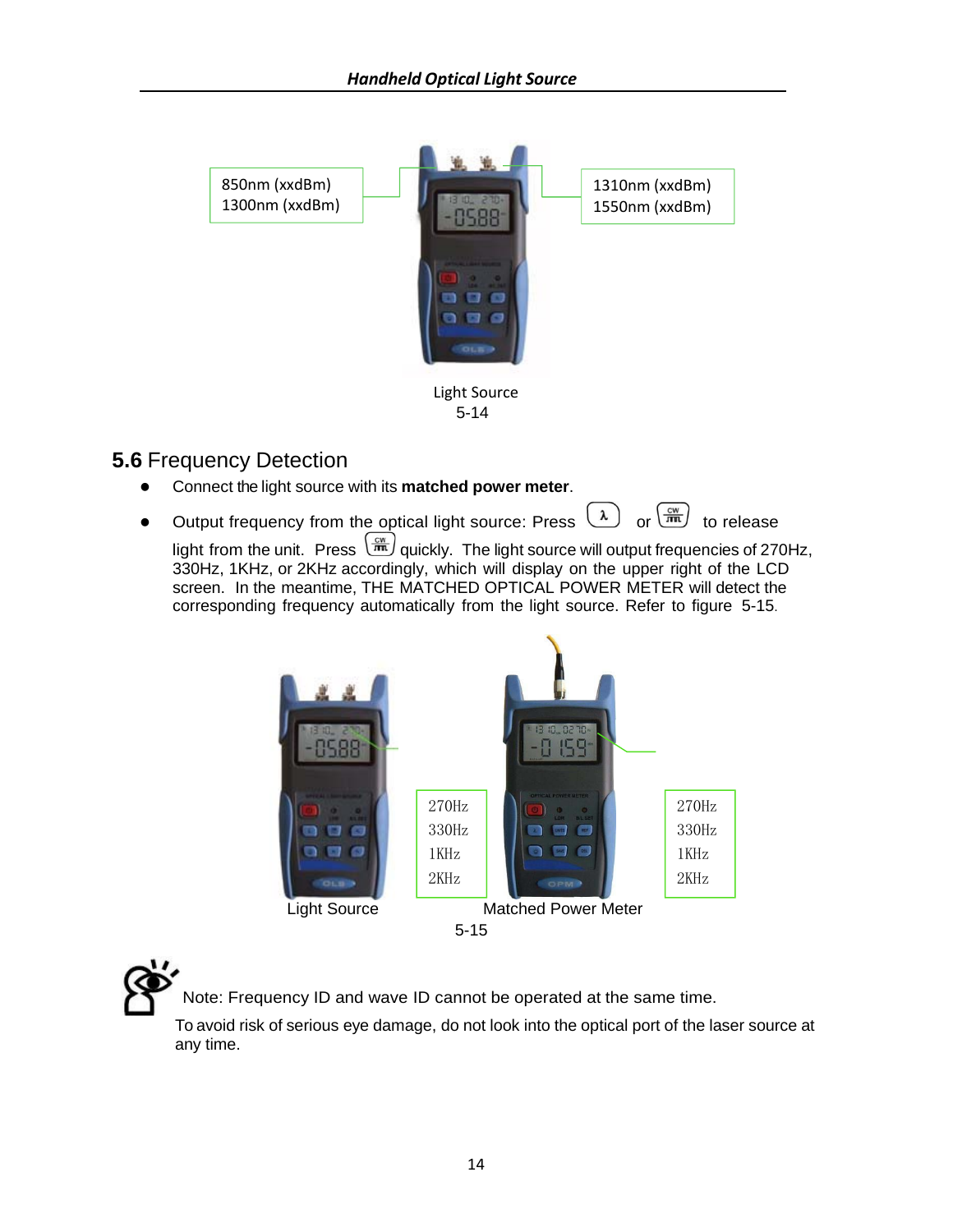850nm (xxdBm)
1300nm (xxdBm)

1310nm (xxdBm)
1550nm (xxdBm)

Light Source
5-14

## 5.6 Frequency Detection

- Connect the light source with its **matched power meter**.
- Output frequency from the optical light source: Press (λ) or (CW) to release light from the unit. Press (CW) quickly. The light source will output frequencies of 270Hz, 330Hz, 1KHz, or 2KHz accordingly, which will display on the upper right of the LCD screen. In the meantime, THE MATCHED OPTICAL POWER METER will detect the corresponding frequency automatically from the light source. Refer to figure 5-15.

270Hz
330Hz
1KHz
2KHz

270Hz
330Hz
1KHz
2KHz

Light Source    Matched Power Meter
5-15

Note: Frequency ID and wave ID cannot be operated at the same time.

To avoid risk of serious eye damage, do not look into the optical port of the laser source at any time.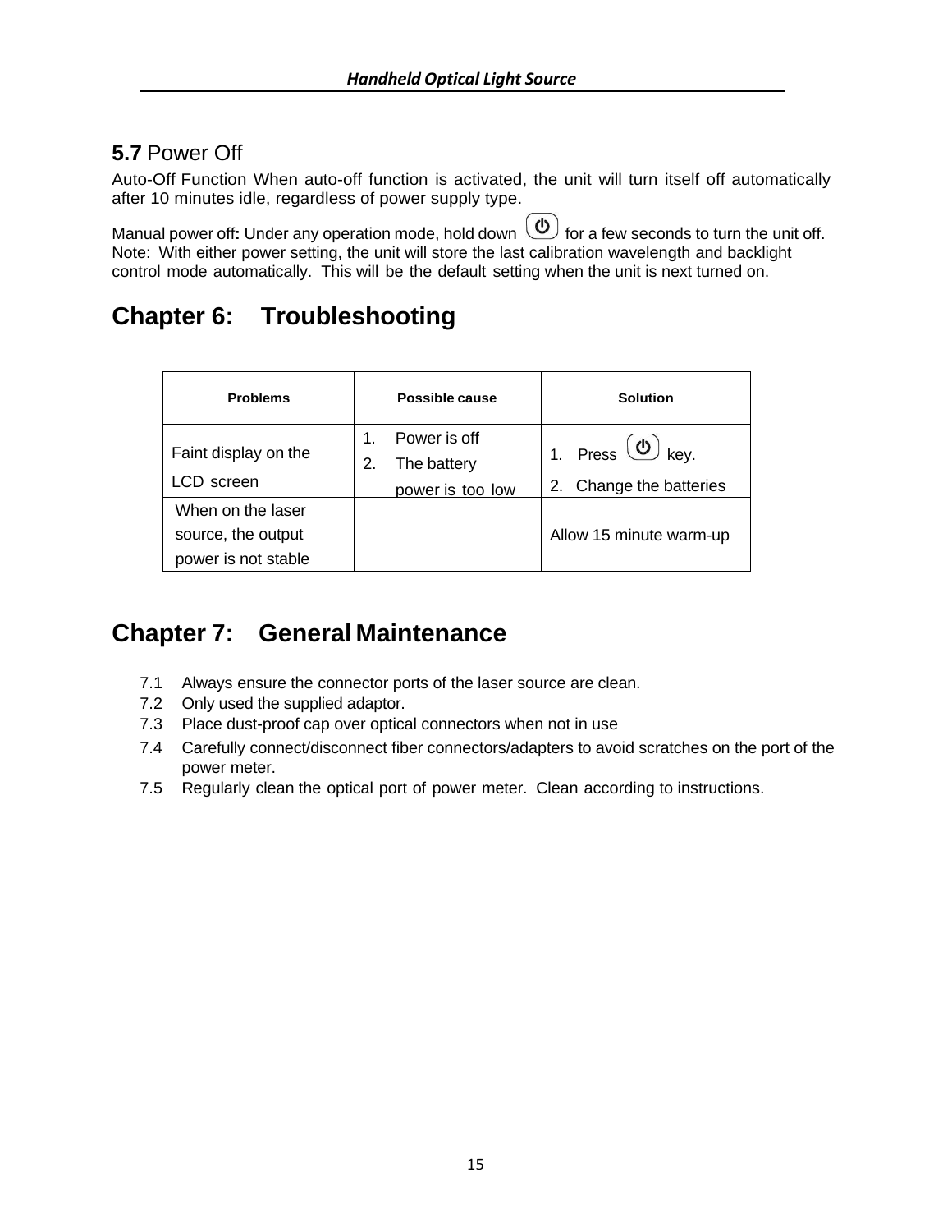## 5.7 Power Off

Auto-Off Function When auto-off function is activated, the unit will turn itself off automatically after 10 minutes idle, regardless of power supply type.

Manual power off**:** Under any operation mode, hold down ⏻ for a few seconds to turn the unit off. Note: With either power setting, the unit will store the last calibration wavelength and backlight control mode automatically. This will be the default setting when the unit is next turned on.

# Chapter 6: Troubleshooting

| Problems | Possible cause | Solution |
|---|---|---|
| Faint display on the LCD screen | 1. Power is off<br>2. The battery power is too low | 1. Press ⏻ key.<br>2. Change the batteries |
| When on the laser source, the output power is not stable | | Allow 15 minute warm-up |

# Chapter 7: General Maintenance

7.1 Always ensure the connector ports of the laser source are clean.

7.2 Only used the supplied adaptor.

7.3 Place dust-proof cap over optical connectors when not in use

7.4 Carefully connect/disconnect fiber connectors/adapters to avoid scratches on the port of the power meter.

7.5 Regularly clean the optical port of power meter. Clean according to instructions.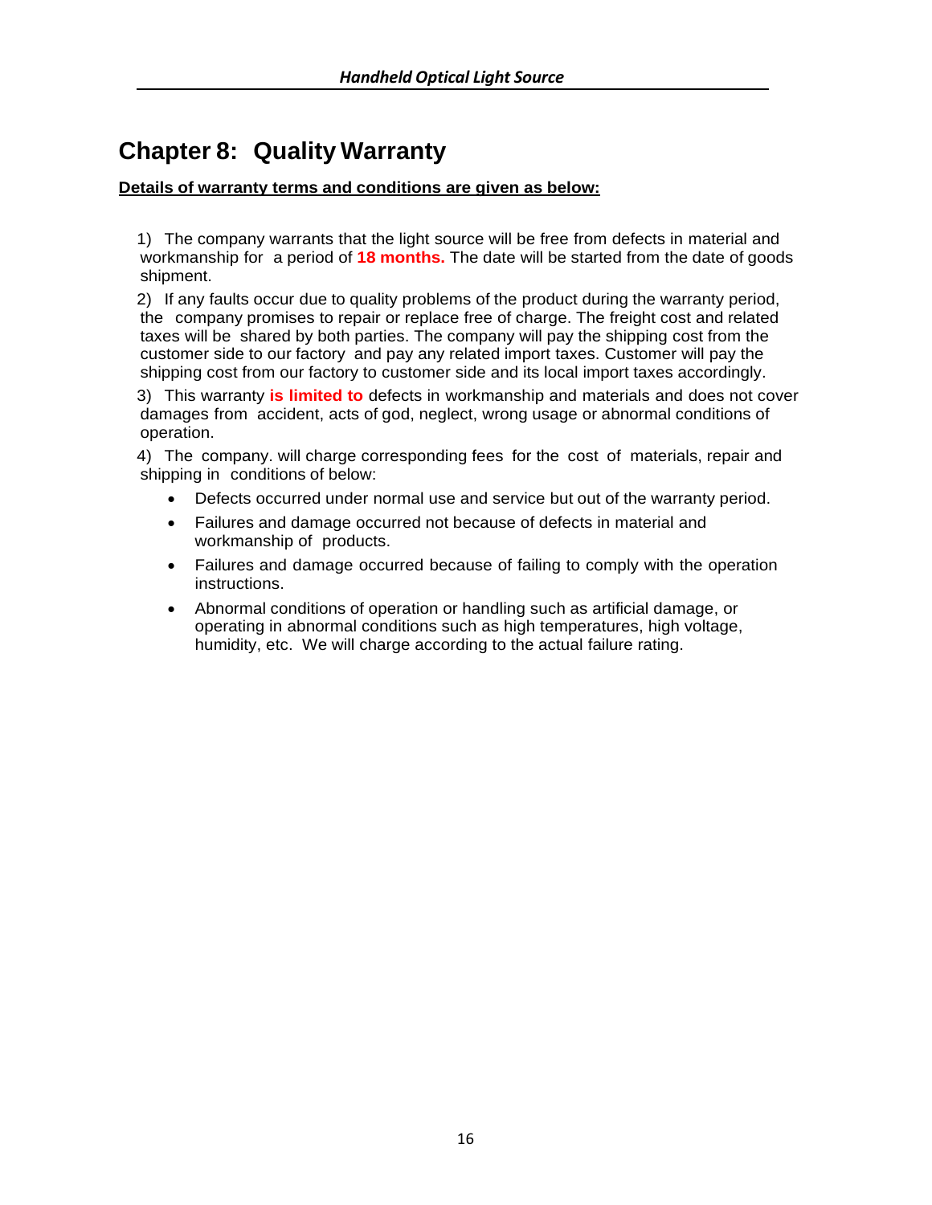# Chapter 8: Quality Warranty

**Details of warranty terms and conditions are given as below:**

1) The company warrants that the light source will be free from defects in material and workmanship for a period of **18 months.** The date will be started from the date of goods shipment.

2) If any faults occur due to quality problems of the product during the warranty period, the company promises to repair or replace free of charge. The freight cost and related taxes will be shared by both parties. The company will pay the shipping cost from the customer side to our factory and pay any related import taxes. Customer will pay the shipping cost from our factory to customer side and its local import taxes accordingly.

3) This warranty **is limited to** defects in workmanship and materials and does not cover damages from accident, acts of god, neglect, wrong usage or abnormal conditions of operation.

4) The company. will charge corresponding fees for the cost of materials, repair and shipping in conditions of below:

- Defects occurred under normal use and service but out of the warranty period.
- Failures and damage occurred not because of defects in material and workmanship of products.
- Failures and damage occurred because of failing to comply with the operation instructions.
- Abnormal conditions of operation or handling such as artificial damage, or operating in abnormal conditions such as high temperatures, high voltage, humidity, etc. We will charge according to the actual failure rating.